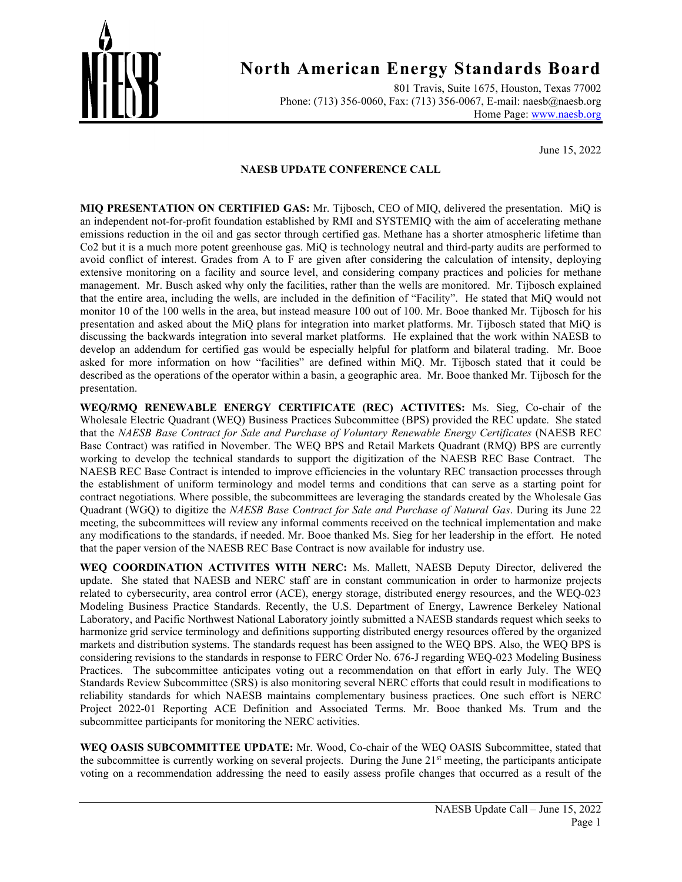# North American Energy Standards Board

801 Travis, Suite 1675, Houston, Texas 77002
Phone: (713) 356-0060, Fax: (713) 356-0067, E-mail: naesb@naesb.org
Home Page: www.naesb.org

June 15, 2022

## NAESB UPDATE CONFERENCE CALL

**MIQ PRESENTATION ON CERTIFIED GAS:** Mr. Tijbosch, CEO of MIQ, delivered the presentation. MiQ is an independent not-for-profit foundation established by RMI and SYSTEMIQ with the aim of accelerating methane emissions reduction in the oil and gas sector through certified gas. Methane has a shorter atmospheric lifetime than Co2 but it is a much more potent greenhouse gas. MiQ is technology neutral and third-party audits are performed to avoid conflict of interest. Grades from A to F are given after considering the calculation of intensity, deploying extensive monitoring on a facility and source level, and considering company practices and policies for methane management. Mr. Busch asked why only the facilities, rather than the wells are monitored. Mr. Tijbosch explained that the entire area, including the wells, are included in the definition of "Facility". He stated that MiQ would not monitor 10 of the 100 wells in the area, but instead measure 100 out of 100. Mr. Booe thanked Mr. Tijbosch for his presentation and asked about the MiQ plans for integration into market platforms. Mr. Tijbosch stated that MiQ is discussing the backwards integration into several market platforms. He explained that the work within NAESB to develop an addendum for certified gas would be especially helpful for platform and bilateral trading. Mr. Booe asked for more information on how "facilities" are defined within MiQ. Mr. Tijbosch stated that it could be described as the operations of the operator within a basin, a geographic area. Mr. Booe thanked Mr. Tijbosch for the presentation.

**WEQ/RMQ RENEWABLE ENERGY CERTIFICATE (REC) ACTIVITES:** Ms. Sieg, Co-chair of the Wholesale Electric Quadrant (WEQ) Business Practices Subcommittee (BPS) provided the REC update. She stated that the *NAESB Base Contract for Sale and Purchase of Voluntary Renewable Energy Certificates* (NAESB REC Base Contract) was ratified in November. The WEQ BPS and Retail Markets Quadrant (RMQ) BPS are currently working to develop the technical standards to support the digitization of the NAESB REC Base Contract. The NAESB REC Base Contract is intended to improve efficiencies in the voluntary REC transaction processes through the establishment of uniform terminology and model terms and conditions that can serve as a starting point for contract negotiations. Where possible, the subcommittees are leveraging the standards created by the Wholesale Gas Quadrant (WGQ) to digitize the *NAESB Base Contract for Sale and Purchase of Natural Gas*. During its June 22 meeting, the subcommittees will review any informal comments received on the technical implementation and make any modifications to the standards, if needed. Mr. Booe thanked Ms. Sieg for her leadership in the effort. He noted that the paper version of the NAESB REC Base Contract is now available for industry use.

**WEQ COORDINATION ACTIVITES WITH NERC:** Ms. Mallett, NAESB Deputy Director, delivered the update. She stated that NAESB and NERC staff are in constant communication in order to harmonize projects related to cybersecurity, area control error (ACE), energy storage, distributed energy resources, and the WEQ-023 Modeling Business Practice Standards. Recently, the U.S. Department of Energy, Lawrence Berkeley National Laboratory, and Pacific Northwest National Laboratory jointly submitted a NAESB standards request which seeks to harmonize grid service terminology and definitions supporting distributed energy resources offered by the organized markets and distribution systems. The standards request has been assigned to the WEQ BPS. Also, the WEQ BPS is considering revisions to the standards in response to FERC Order No. 676-J regarding WEQ-023 Modeling Business Practices. The subcommittee anticipates voting out a recommendation on that effort in early July. The WEQ Standards Review Subcommittee (SRS) is also monitoring several NERC efforts that could result in modifications to reliability standards for which NAESB maintains complementary business practices. One such effort is NERC Project 2022-01 Reporting ACE Definition and Associated Terms. Mr. Booe thanked Ms. Trum and the subcommittee participants for monitoring the NERC activities.

**WEQ OASIS SUBCOMMITTEE UPDATE:** Mr. Wood, Co-chair of the WEQ OASIS Subcommittee, stated that the subcommittee is currently working on several projects. During the June 21st meeting, the participants anticipate voting on a recommendation addressing the need to easily assess profile changes that occurred as a result of the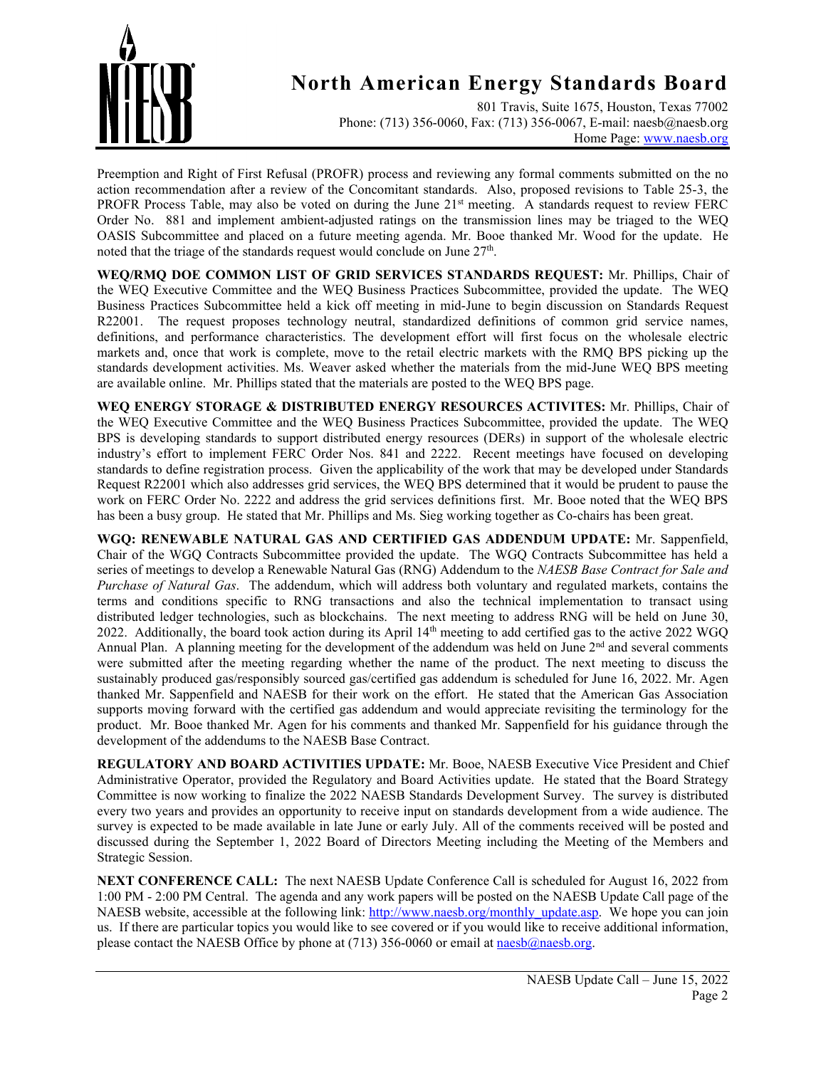Preemption and Right of First Refusal (PROFR) process and reviewing any formal comments submitted on the no action recommendation after a review of the Concomitant standards. Also, proposed revisions to Table 25-3, the PROFR Process Table, may also be voted on during the June 21st meeting. A standards request to review FERC Order No. 881 and implement ambient-adjusted ratings on the transmission lines may be triaged to the WEQ OASIS Subcommittee and placed on a future meeting agenda. Mr. Booe thanked Mr. Wood for the update. He noted that the triage of the standards request would conclude on June 27th.

**WEQ/RMQ DOE COMMON LIST OF GRID SERVICES STANDARDS REQUEST:** Mr. Phillips, Chair of the WEQ Executive Committee and the WEQ Business Practices Subcommittee, provided the update. The WEQ Business Practices Subcommittee held a kick off meeting in mid-June to begin discussion on Standards Request R22001. The request proposes technology neutral, standardized definitions of common grid service names, definitions, and performance characteristics. The development effort will first focus on the wholesale electric markets and, once that work is complete, move to the retail electric markets with the RMQ BPS picking up the standards development activities. Ms. Weaver asked whether the materials from the mid-June WEQ BPS meeting are available online. Mr. Phillips stated that the materials are posted to the WEQ BPS page.

**WEQ ENERGY STORAGE & DISTRIBUTED ENERGY RESOURCES ACTIVITES:** Mr. Phillips, Chair of the WEQ Executive Committee and the WEQ Business Practices Subcommittee, provided the update. The WEQ BPS is developing standards to support distributed energy resources (DERs) in support of the wholesale electric industry's effort to implement FERC Order Nos. 841 and 2222. Recent meetings have focused on developing standards to define registration process. Given the applicability of the work that may be developed under Standards Request R22001 which also addresses grid services, the WEQ BPS determined that it would be prudent to pause the work on FERC Order No. 2222 and address the grid services definitions first. Mr. Booe noted that the WEQ BPS has been a busy group. He stated that Mr. Phillips and Ms. Sieg working together as Co-chairs has been great.

**WGQ: RENEWABLE NATURAL GAS AND CERTIFIED GAS ADDENDUM UPDATE:** Mr. Sappenfield, Chair of the WGQ Contracts Subcommittee provided the update. The WGQ Contracts Subcommittee has held a series of meetings to develop a Renewable Natural Gas (RNG) Addendum to the *NAESB Base Contract for Sale and Purchase of Natural Gas*. The addendum, which will address both voluntary and regulated markets, contains the terms and conditions specific to RNG transactions and also the technical implementation to transact using distributed ledger technologies, such as blockchains. The next meeting to address RNG will be held on June 30, 2022. Additionally, the board took action during its April 14th meeting to add certified gas to the active 2022 WGQ Annual Plan. A planning meeting for the development of the addendum was held on June 2nd and several comments were submitted after the meeting regarding whether the name of the product. The next meeting to discuss the sustainably produced gas/responsibly sourced gas/certified gas addendum is scheduled for June 16, 2022. Mr. Agen thanked Mr. Sappenfield and NAESB for their work on the effort. He stated that the American Gas Association supports moving forward with the certified gas addendum and would appreciate revisiting the terminology for the product. Mr. Booe thanked Mr. Agen for his comments and thanked Mr. Sappenfield for his guidance through the development of the addendums to the NAESB Base Contract.

**REGULATORY AND BOARD ACTIVITIES UPDATE:** Mr. Booe, NAESB Executive Vice President and Chief Administrative Operator, provided the Regulatory and Board Activities update. He stated that the Board Strategy Committee is now working to finalize the 2022 NAESB Standards Development Survey. The survey is distributed every two years and provides an opportunity to receive input on standards development from a wide audience. The survey is expected to be made available in late June or early July. All of the comments received will be posted and discussed during the September 1, 2022 Board of Directors Meeting including the Meeting of the Members and Strategic Session.

**NEXT CONFERENCE CALL:** The next NAESB Update Conference Call is scheduled for August 16, 2022 from 1:00 PM - 2:00 PM Central. The agenda and any work papers will be posted on the NAESB Update Call page of the NAESB website, accessible at the following link: [http://www.naesb.org/monthly_update.asp](http://www.naesb.org/monthly_update.asp). We hope you can join us. If there are particular topics you would like to see covered or if you would like to receive additional information, please contact the NAESB Office by phone at (713) 356-0060 or email at [naesb@naesb.org](mailto:naesb@naesb.org).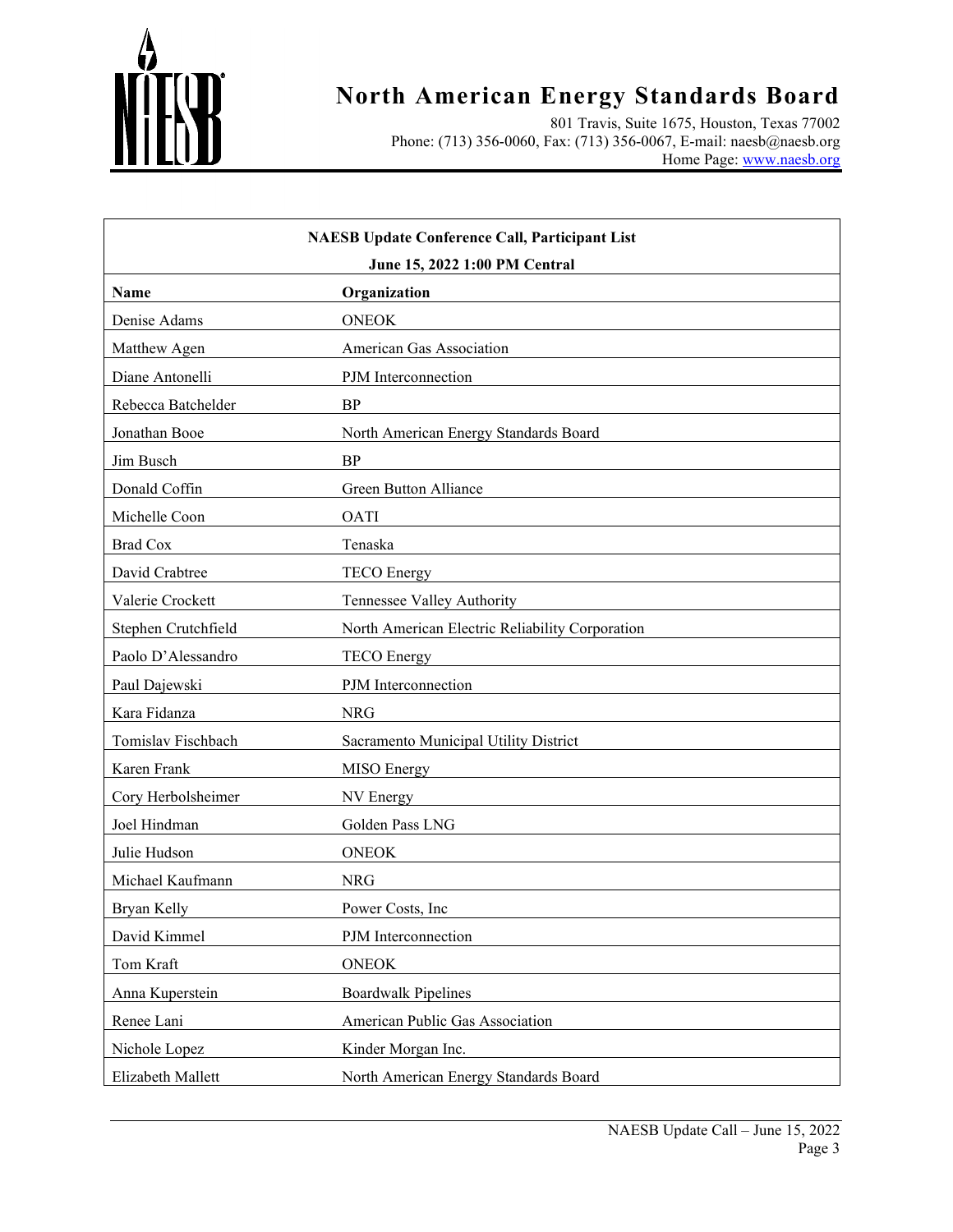# North American Energy Standards Board

801 Travis, Suite 1675, Houston, Texas 77002
Phone: (713) 356-0060, Fax: (713) 356-0067, E-mail: naesb@naesb.org
Home Page: www.naesb.org

| NAESB Update Conference Call, Participant List | |
|---|---|
| June 15, 2022 1:00 PM Central | |
| **Name** | **Organization** |
| Denise Adams | ONEOK |
| Matthew Agen | American Gas Association |
| Diane Antonelli | PJM Interconnection |
| Rebecca Batchelder | BP |
| Jonathan Booe | North American Energy Standards Board |
| Jim Busch | BP |
| Donald Coffin | Green Button Alliance |
| Michelle Coon | OATI |
| Brad Cox | Tenaska |
| David Crabtree | TECO Energy |
| Valerie Crockett | Tennessee Valley Authority |
| Stephen Crutchfield | North American Electric Reliability Corporation |
| Paolo D'Alessandro | TECO Energy |
| Paul Dajewski | PJM Interconnection |
| Kara Fidanza | NRG |
| Tomislav Fischbach | Sacramento Municipal Utility District |
| Karen Frank | MISO Energy |
| Cory Herbolsheimer | NV Energy |
| Joel Hindman | Golden Pass LNG |
| Julie Hudson | ONEOK |
| Michael Kaufmann | NRG |
| Bryan Kelly | Power Costs, Inc |
| David Kimmel | PJM Interconnection |
| Tom Kraft | ONEOK |
| Anna Kuperstein | Boardwalk Pipelines |
| Renee Lani | American Public Gas Association |
| Nichole Lopez | Kinder Morgan Inc. |
| Elizabeth Mallett | North American Energy Standards Board |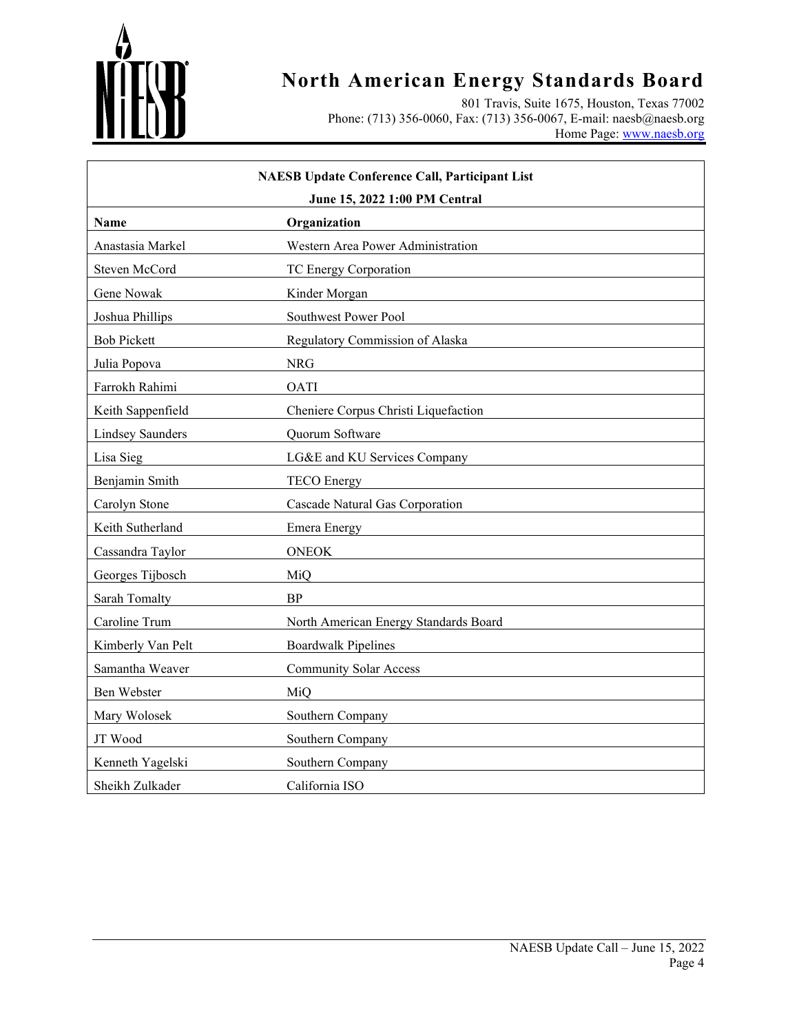# North American Energy Standards Board

801 Travis, Suite 1675, Houston, Texas 77002
Phone: (713) 356-0060, Fax: (713) 356-0067, E-mail: naesb@naesb.org
Home Page: www.naesb.org

**NAESB Update Conference Call, Participant List**

**June 15, 2022 1:00 PM Central**

| Name | Organization |
|---|---|
| Anastasia Markel | Western Area Power Administration |
| Steven McCord | TC Energy Corporation |
| Gene Nowak | Kinder Morgan |
| Joshua Phillips | Southwest Power Pool |
| Bob Pickett | Regulatory Commission of Alaska |
| Julia Popova | NRG |
| Farrokh Rahimi | OATI |
| Keith Sappenfield | Cheniere Corpus Christi Liquefaction |
| Lindsey Saunders | Quorum Software |
| Lisa Sieg | LG&E and KU Services Company |
| Benjamin Smith | TECO Energy |
| Carolyn Stone | Cascade Natural Gas Corporation |
| Keith Sutherland | Emera Energy |
| Cassandra Taylor | ONEOK |
| Georges Tijbosch | MiQ |
| Sarah Tomalty | BP |
| Caroline Trum | North American Energy Standards Board |
| Kimberly Van Pelt | Boardwalk Pipelines |
| Samantha Weaver | Community Solar Access |
| Ben Webster | MiQ |
| Mary Wolosek | Southern Company |
| JT Wood | Southern Company |
| Kenneth Yagelski | Southern Company |
| Sheikh Zulkader | California ISO |